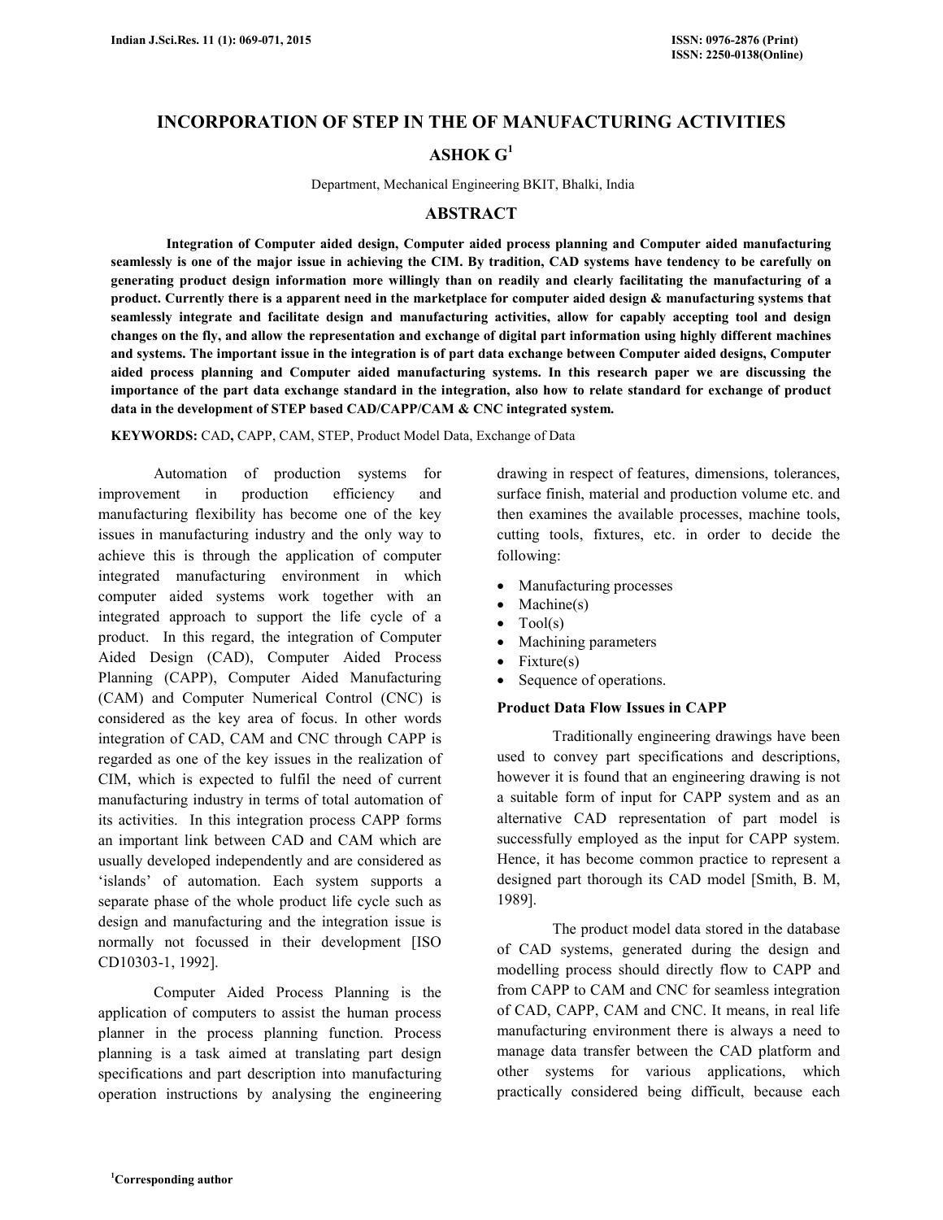# INCORPORATION OF STEP IN THE OF MANUFACTURING ACTIVITIES

**ASHOK G[1]**

Department, Mechanical Engineering BKIT, Bhalki, India

## ABSTRACT

**Integration of Computer aided design, Computer aided process planning and Computer aided manufacturing seamlessly is one of the major issue in achieving the CIM. By tradition, CAD systems have tendency to be carefully on generating product design information more willingly than on readily and clearly facilitating the manufacturing of a product. Currently there is a apparent need in the marketplace for computer aided design & manufacturing systems that seamlessly integrate and facilitate design and manufacturing activities, allow for capably accepting tool and design changes on the fly, and allow the representation and exchange of digital part information using highly different machines and systems. The important issue in the integration is of part data exchange between Computer aided designs, Computer aided process planning and Computer aided manufacturing systems. In this research paper we are discussing the importance of the part data exchange standard in the integration, also how to relate standard for exchange of product data in the development of STEP based CAD/CAPP/CAM & CNC integrated system.**

**KEYWORDS:** CAD**,** CAPP, CAM, STEP, Product Model Data, Exchange of Data

Automation of production systems for improvement in production efficiency and manufacturing flexibility has become one of the key issues in manufacturing industry and the only way to achieve this is through the application of computer integrated manufacturing environment in which computer aided systems work together with an integrated approach to support the life cycle of a product. In this regard, the integration of Computer Aided Design (CAD), Computer Aided Process Planning (CAPP), Computer Aided Manufacturing (CAM) and Computer Numerical Control (CNC) is considered as the key area of focus. In other words integration of CAD, CAM and CNC through CAPP is regarded as one of the key issues in the realization of CIM, which is expected to fulfil the need of current manufacturing industry in terms of total automation of its activities. In this integration process CAPP forms an important link between CAD and CAM which are usually developed independently and are considered as 'islands' of automation. Each system supports a separate phase of the whole product life cycle such as design and manufacturing and the integration issue is normally not focussed in their development [ISO CD10303-1, 1992].

Computer Aided Process Planning is the application of computers to assist the human process planner in the process planning function. Process planning is a task aimed at translating part design specifications and part description into manufacturing operation instructions by analysing the engineering drawing in respect of features, dimensions, tolerances, surface finish, material and production volume etc. and then examines the available processes, machine tools, cutting tools, fixtures, etc. in order to decide the following:

- Manufacturing processes
- Machine(s)
- Tool(s)
- Machining parameters
- Fixture(s)
- Sequence of operations.

### Product Data Flow Issues in CAPP

Traditionally engineering drawings have been used to convey part specifications and descriptions, however it is found that an engineering drawing is not a suitable form of input for CAPP system and as an alternative CAD representation of part model is successfully employed as the input for CAPP system. Hence, it has become common practice to represent a designed part thorough its CAD model [Smith, B. M, 1989].

The product model data stored in the database of CAD systems, generated during the design and modelling process should directly flow to CAPP and from CAPP to CAM and CNC for seamless integration of CAD, CAPP, CAM and CNC. It means, in real life manufacturing environment there is always a need to manage data transfer between the CAD platform and other systems for various applications, which practically considered being difficult, because each

[1]Corresponding author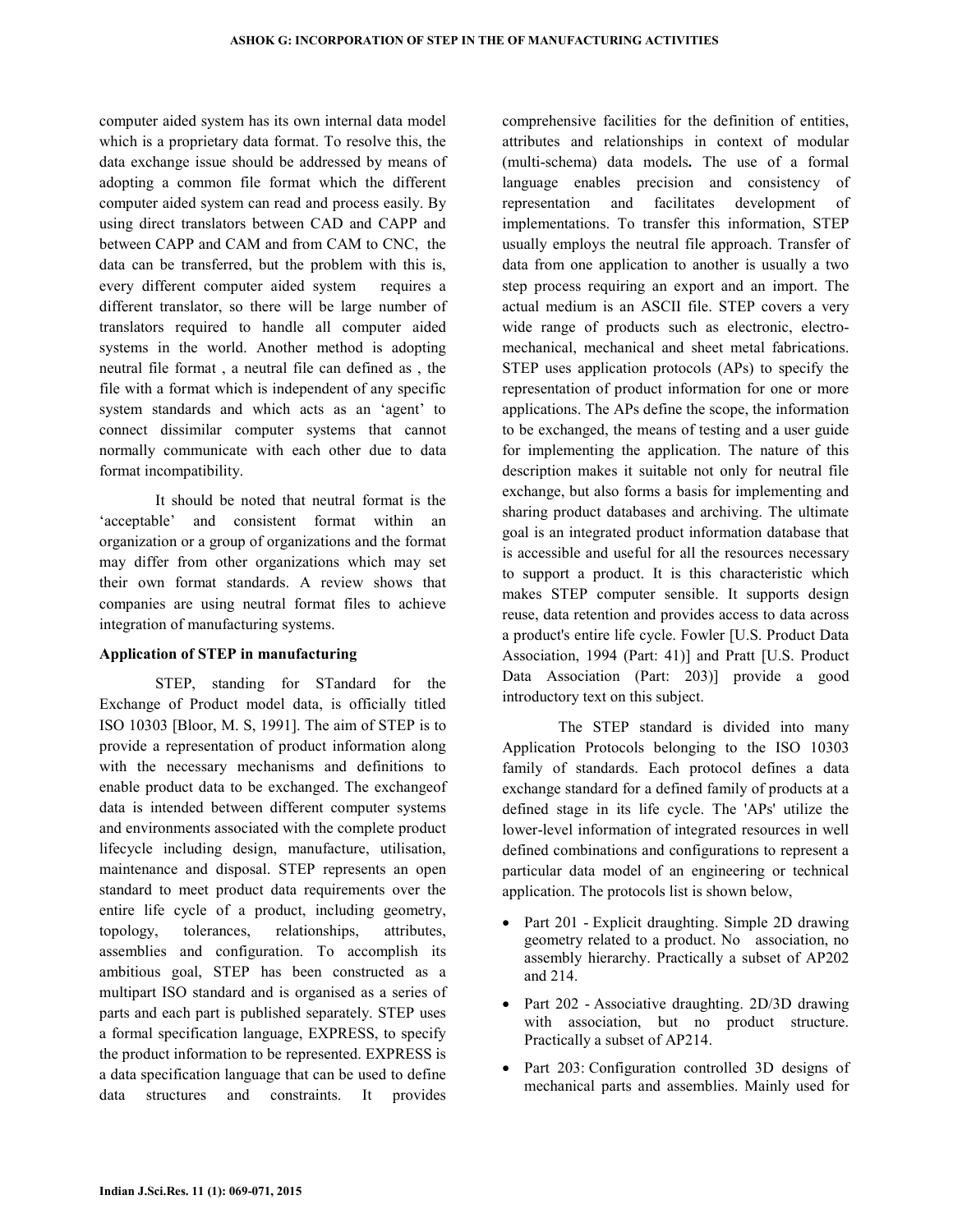computer aided system has its own internal data model which is a proprietary data format. To resolve this, the data exchange issue should be addressed by means of adopting a common file format which the different computer aided system can read and process easily. By using direct translators between CAD and CAPP and between CAPP and CAM and from CAM to CNC, the data can be transferred, but the problem with this is, every different computer aided system requires a different translator, so there will be large number of translators required to handle all computer aided systems in the world. Another method is adopting neutral file format , a neutral file can defined as , the file with a format which is independent of any specific system standards and which acts as an 'agent' to connect dissimilar computer systems that cannot normally communicate with each other due to data format incompatibility.

It should be noted that neutral format is the 'acceptable' and consistent format within an organization or a group of organizations and the format may differ from other organizations which may set their own format standards. A review shows that companies are using neutral format files to achieve integration of manufacturing systems.

**Application of STEP in manufacturing**

STEP, standing for STandard for the Exchange of Product model data, is officially titled ISO 10303 [Bloor, M. S, 1991]. The aim of STEP is to provide a representation of product information along with the necessary mechanisms and definitions to enable product data to be exchanged. The exchangeof data is intended between different computer systems and environments associated with the complete product lifecycle including design, manufacture, utilisation, maintenance and disposal. STEP represents an open standard to meet product data requirements over the entire life cycle of a product, including geometry, topology, tolerances, relationships, attributes, assemblies and configuration. To accomplish its ambitious goal, STEP has been constructed as a multipart ISO standard and is organised as a series of parts and each part is published separately. STEP uses a formal specification language, EXPRESS, to specify the product information to be represented. EXPRESS is a data specification language that can be used to define data structures and constraints. It provides comprehensive facilities for the definition of entities, attributes and relationships in context of modular (multi-schema) data models**.** The use of a formal language enables precision and consistency of representation and facilitates development of implementations. To transfer this information, STEP usually employs the neutral file approach. Transfer of data from one application to another is usually a two step process requiring an export and an import. The actual medium is an ASCII file. STEP covers a very wide range of products such as electronic, electro-mechanical, mechanical and sheet metal fabrications. STEP uses application protocols (APs) to specify the representation of product information for one or more applications. The APs define the scope, the information to be exchanged, the means of testing and a user guide for implementing the application. The nature of this description makes it suitable not only for neutral file exchange, but also forms a basis for implementing and sharing product databases and archiving. The ultimate goal is an integrated product information database that is accessible and useful for all the resources necessary to support a product. It is this characteristic which makes STEP computer sensible. It supports design reuse, data retention and provides access to data across a product's entire life cycle. Fowler [U.S. Product Data Association, 1994 (Part: 41)] and Pratt [U.S. Product Data Association (Part: 203)] provide a good introductory text on this subject.

The STEP standard is divided into many Application Protocols belonging to the ISO 10303 family of standards. Each protocol defines a data exchange standard for a defined family of products at a defined stage in its life cycle. The 'APs' utilize the lower-level information of integrated resources in well defined combinations and configurations to represent a particular data model of an engineering or technical application. The protocols list is shown below,

- Part 201 - Explicit draughting. Simple 2D drawing geometry related to a product. No association, no assembly hierarchy. Practically a subset of AP202 and 214.
- Part 202 - Associative draughting. 2D/3D drawing with association, but no product structure. Practically a subset of AP214.
- Part 203: Configuration controlled 3D designs of mechanical parts and assemblies. Mainly used for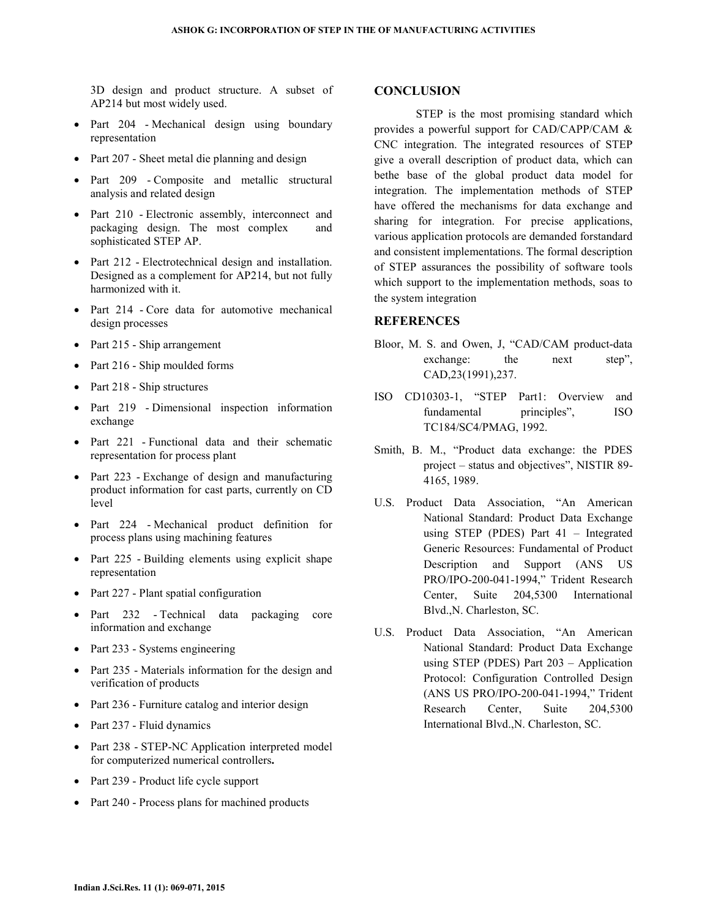3D design and product structure. A subset of AP214 but most widely used.

- Part 204 - Mechanical design using boundary representation
- Part 207 - Sheet metal die planning and design
- Part 209 - Composite and metallic structural analysis and related design
- Part 210 - Electronic assembly, interconnect and packaging design. The most complex and sophisticated STEP AP.
- Part 212 - Electrotechnical design and installation. Designed as a complement for AP214, but not fully harmonized with it.
- Part 214 - Core data for automotive mechanical design processes
- Part 215 - Ship arrangement
- Part 216 - Ship moulded forms
- Part 218 - Ship structures
- Part 219 - Dimensional inspection information exchange
- Part 221 - Functional data and their schematic representation for process plant
- Part 223 - Exchange of design and manufacturing product information for cast parts, currently on CD level
- Part 224 - Mechanical product definition for process plans using machining features
- Part 225 - Building elements using explicit shape representation
- Part 227 - Plant spatial configuration
- Part 232 - Technical data packaging core information and exchange
- Part 233 - Systems engineering
- Part 235 - Materials information for the design and verification of products
- Part 236 - Furniture catalog and interior design
- Part 237 - Fluid dynamics
- Part 238 - STEP-NC Application interpreted model for computerized numerical controllers**.**
- Part 239 - Product life cycle support
- Part 240 - Process plans for machined products

## CONCLUSION

STEP is the most promising standard which provides a powerful support for CAD/CAPP/CAM & CNC integration. The integrated resources of STEP give a overall description of product data, which can bethe base of the global product data model for integration. The implementation methods of STEP have offered the mechanisms for data exchange and sharing for integration. For precise applications, various application protocols are demanded forstandard and consistent implementations. The formal description of STEP assurances the possibility of software tools which support to the implementation methods, soas to the system integration

## REFERENCES

Bloor, M. S. and Owen, J, "CAD/CAM product-data exchange: the next step", CAD,23(1991),237.

ISO CD10303-1, "STEP Part1: Overview and fundamental principles", ISO TC184/SC4/PMAG, 1992.

Smith, B. M., "Product data exchange: the PDES project – status and objectives", NISTIR 89-4165, 1989.

U.S. Product Data Association, "An American National Standard: Product Data Exchange using STEP (PDES) Part 41 – Integrated Generic Resources: Fundamental of Product Description and Support (ANS US PRO/IPO-200-041-1994," Trident Research Center, Suite 204,5300 International Blvd.,N. Charleston, SC.

U.S. Product Data Association, "An American National Standard: Product Data Exchange using STEP (PDES) Part 203 – Application Protocol: Configuration Controlled Design (ANS US PRO/IPO-200-041-1994," Trident Research Center, Suite 204,5300 International Blvd.,N. Charleston, SC.